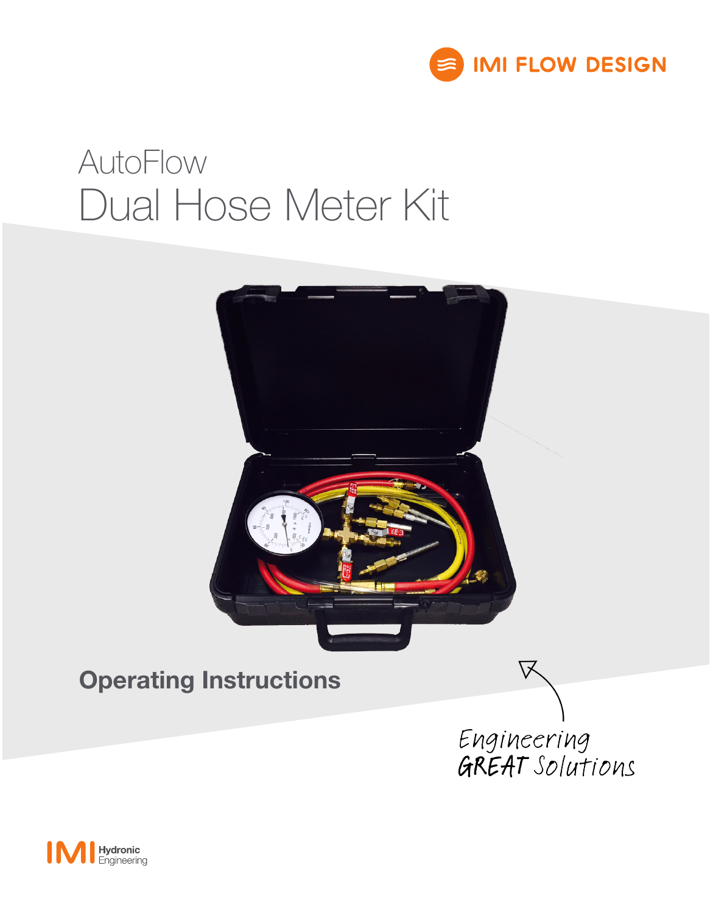IMI FLOW DESIGN

# AutoFlow
# Dual Hose Meter Kit

## Operating Instructions

Engineering
GREAT Solutions

IMI Hydronic Engineering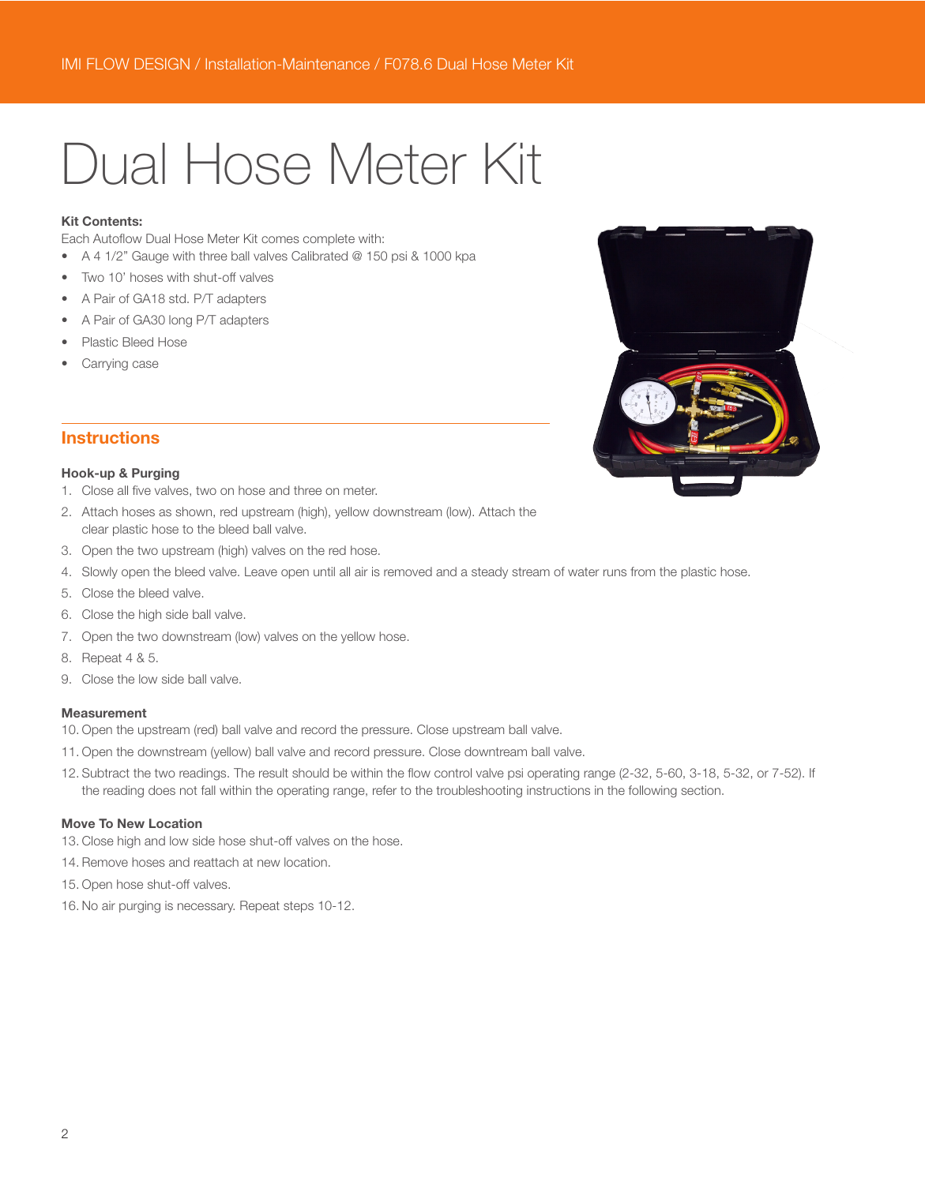# Dual Hose Meter Kit

**Kit Contents:**

Each Autoflow Dual Hose Meter Kit comes complete with:

- A 4 1/2" Gauge with three ball valves Calibrated @ 150 psi & 1000 kpa
- Two 10' hoses with shut-off valves
- A Pair of GA18 std. P/T adapters
- A Pair of GA30 long P/T adapters
- Plastic Bleed Hose
- Carrying case

## Instructions

**Hook-up & Purging**

1. Close all five valves, two on hose and three on meter.
2. Attach hoses as shown, red upstream (high), yellow downstream (low). Attach the clear plastic hose to the bleed ball valve.
3. Open the two upstream (high) valves on the red hose.
4. Slowly open the bleed valve. Leave open until all air is removed and a steady stream of water runs from the plastic hose.
5. Close the bleed valve.
6. Close the high side ball valve.
7. Open the two downstream (low) valves on the yellow hose.
8. Repeat 4 & 5.
9. Close the low side ball valve.

**Measurement**

10. Open the upstream (red) ball valve and record the pressure. Close upstream ball valve.
11. Open the downstream (yellow) ball valve and record pressure. Close downtream ball valve.
12. Subtract the two readings. The result should be within the flow control valve psi operating range (2-32, 5-60, 3-18, 5-32, or 7-52). If the reading does not fall within the operating range, refer to the troubleshooting instructions in the following section.

**Move To New Location**

13. Close high and low side hose shut-off valves on the hose.
14. Remove hoses and reattach at new location.
15. Open hose shut-off valves.
16. No air purging is necessary. Repeat steps 10-12.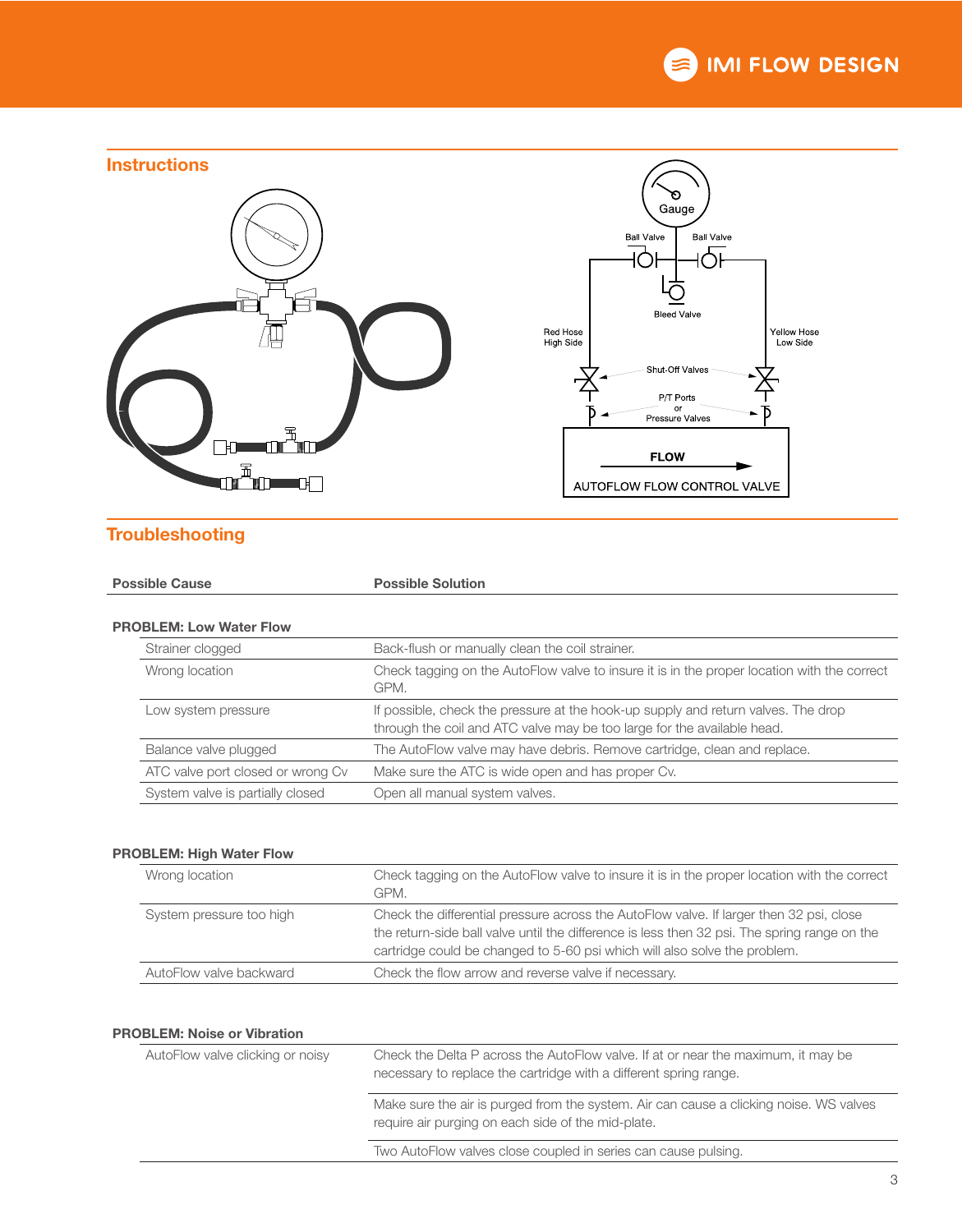## Instructions

Gauge

Ball Valve

Ball Valve

Bleed Valve

Red Hose High Side

Yellow Hose Low Side

Shut-Off Valves

P/T Ports or Pressure Valves

FLOW

AUTOFLOW FLOW CONTROL VALVE

## Troubleshooting

| Possible Cause | Possible Solution |
|---|---|
| **PROBLEM: Low Water Flow** | |
| Strainer clogged | Back-flush or manually clean the coil strainer. |
| Wrong location | Check tagging on the AutoFlow valve to insure it is in the proper location with the correct GPM. |
| Low system pressure | If possible, check the pressure at the hook-up supply and return valves. The drop through the coil and ATC valve may be too large for the available head. |
| Balance valve plugged | The AutoFlow valve may have debris. Remove cartridge, clean and replace. |
| ATC valve port closed or wrong Cv | Make sure the ATC is wide open and has proper Cv. |
| System valve is partially closed | Open all manual system valves. |
| **PROBLEM: High Water Flow** | |
| Wrong location | Check tagging on the AutoFlow valve to insure it is in the proper location with the correct GPM. |
| System pressure too high | Check the differential pressure across the AutoFlow valve. If larger then 32 psi, close the return-side ball valve until the difference is less then 32 psi. The spring range on the cartridge could be changed to 5-60 psi which will also solve the problem. |
| AutoFlow valve backward | Check the flow arrow and reverse valve if necessary. |
| **PROBLEM: Noise or Vibration** | |
| AutoFlow valve clicking or noisy | Check the Delta P across the AutoFlow valve. If at or near the maximum, it may be necessary to replace the cartridge with a different spring range. |
| | Make sure the air is purged from the system. Air can cause a clicking noise. WS valves require air purging on each side of the mid-plate. |
| | Two AutoFlow valves close coupled in series can cause pulsing. |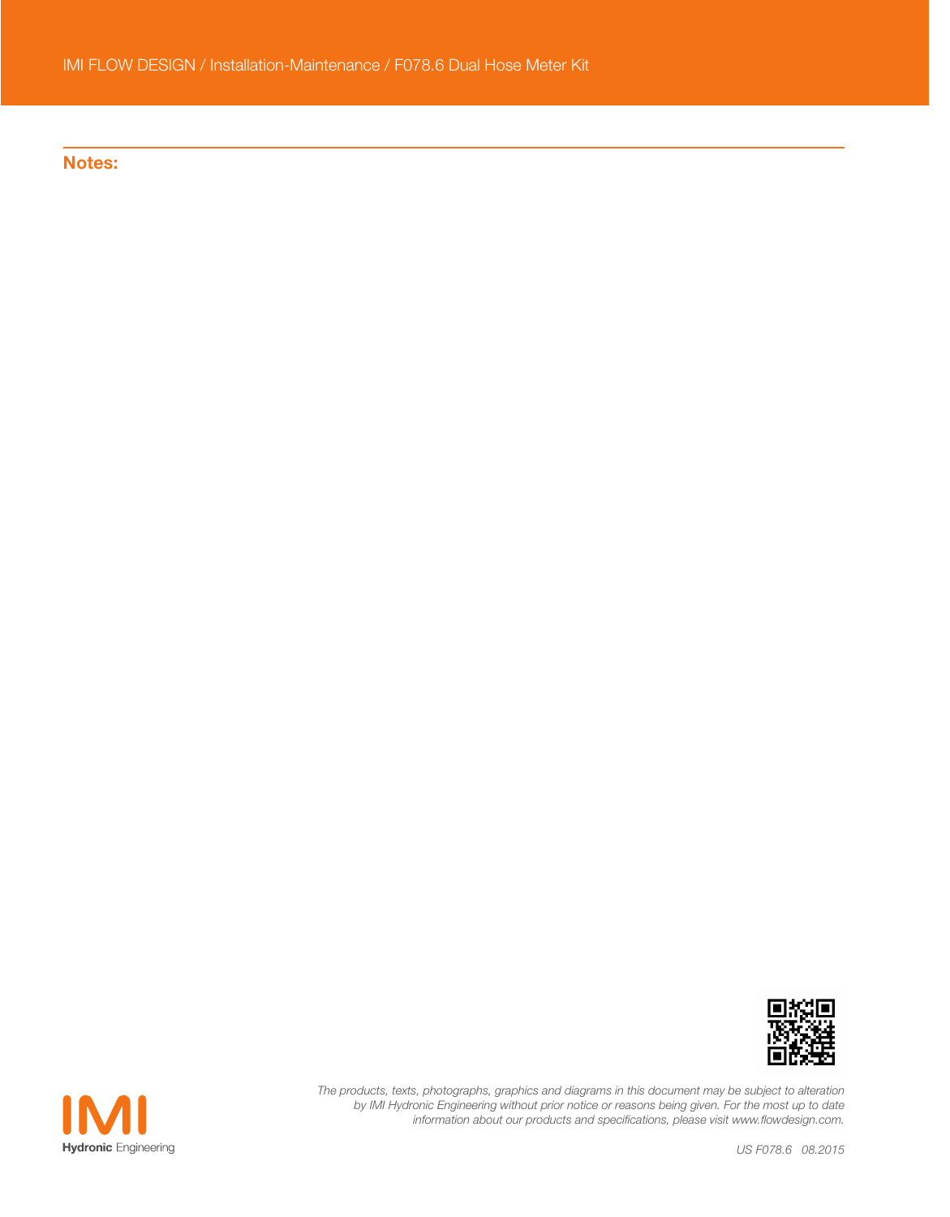**Notes:**

*The products, texts, photographs, graphics and diagrams in this document may be subject to alteration by IMI Hydronic Engineering without prior notice or reasons being given. For the most up to date information about our products and specifications, please visit www.flowdesign.com.*

*US F078.6 08.2015*